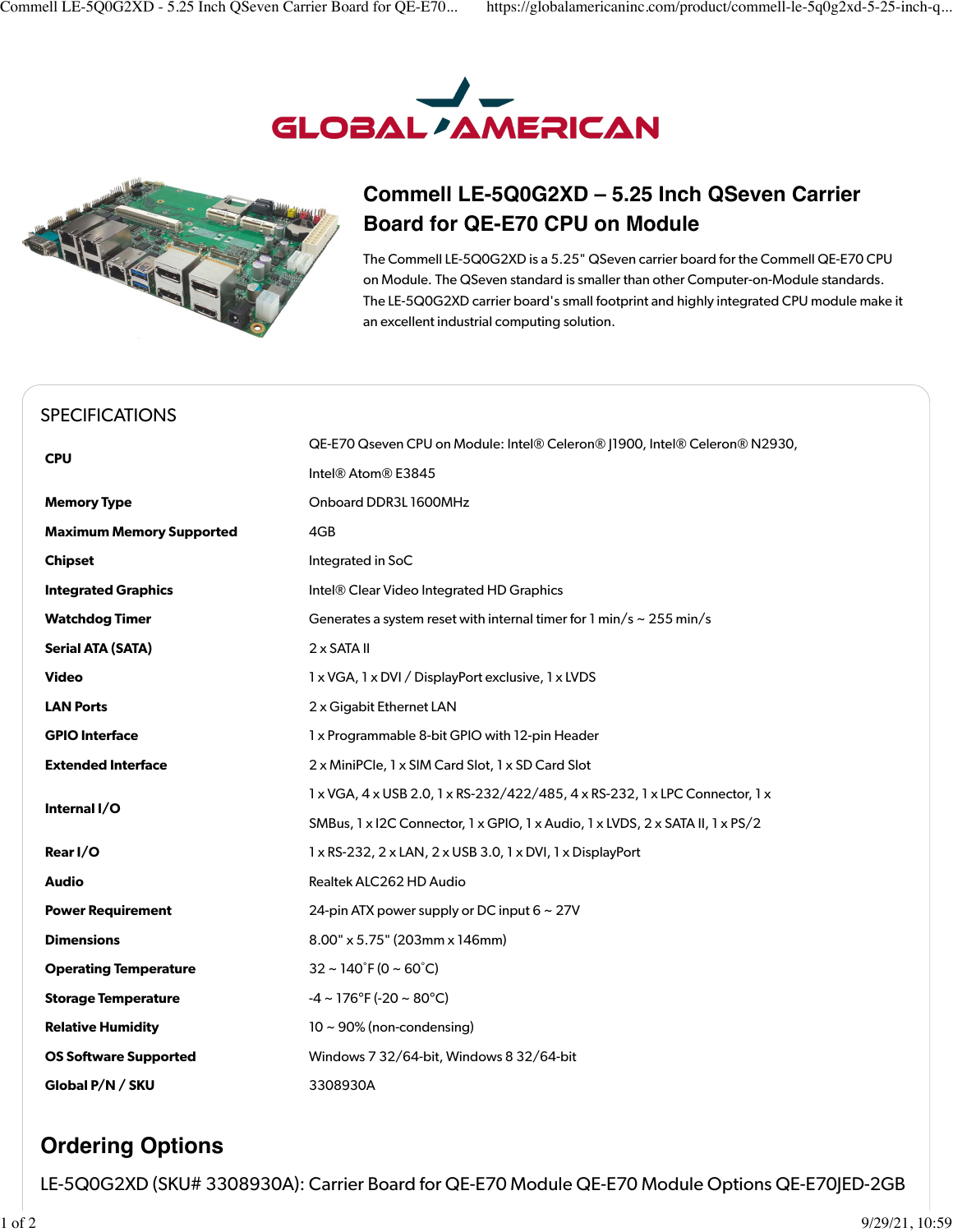# Commell LE-5Q0G2XD – 5.25 Inch QSeven Carrier Board for QE-E70 CPU on Module

The Commell LE-5Q0G2XD is a 5.25" QSeven carrier board for the Commell QE-E70 CPU on Module. The QSeven standard is smaller than other Computer-on-Module standards. The LE-5Q0G2XD carrier board's small footprint and highly integrated CPU module make it an excellent industrial computing solution.

## SPECIFICATIONS

| | |
|---|---|
| **CPU** | QE-E70 Qseven CPU on Module: Intel® Celeron® J1900, Intel® Celeron® N2930, Intel® Atom® E3845 |
| **Memory Type** | Onboard DDR3L 1600MHz |
| **Maximum Memory Supported** | 4GB |
| **Chipset** | Integrated in SoC |
| **Integrated Graphics** | Intel® Clear Video Integrated HD Graphics |
| **Watchdog Timer** | Generates a system reset with internal timer for 1 min/s ~ 255 min/s |
| **Serial ATA (SATA)** | 2 x SATA II |
| **Video** | 1 x VGA, 1 x DVI / DisplayPort exclusive, 1 x LVDS |
| **LAN Ports** | 2 x Gigabit Ethernet LAN |
| **GPIO Interface** | 1 x Programmable 8-bit GPIO with 12-pin Header |
| **Extended Interface** | 2 x MiniPCIe, 1 x SIM Card Slot, 1 x SD Card Slot |
| **Internal I/O** | 1 x VGA, 4 x USB 2.0, 1 x RS-232/422/485, 4 x RS-232, 1 x LPC Connector, 1 x SMBus, 1 x I2C Connector, 1 x GPIO, 1 x Audio, 1 x LVDS, 2 x SATA II, 1 x PS/2 |
| **Rear I/O** | 1 x RS-232, 2 x LAN, 2 x USB 3.0, 1 x DVI, 1 x DisplayPort |
| **Audio** | Realtek ALC262 HD Audio |
| **Power Requirement** | 24-pin ATX power supply or DC input 6 ~ 27V |
| **Dimensions** | 8.00" x 5.75" (203mm x 146mm) |
| **Operating Temperature** | 32 ~ 140˚F (0 ~ 60˚C) |
| **Storage Temperature** | -4 ~ 176°F (-20 ~ 80°C) |
| **Relative Humidity** | 10 ~ 90% (non-condensing) |
| **OS Software Supported** | Windows 7 32/64-bit, Windows 8 32/64-bit |
| **Global P/N / SKU** | 3308930A |

## Ordering Options

LE-5Q0G2XD (SKU# 3308930A): Carrier Board for QE-E70 Module QE-E70 Module Options QE-E70JED-2GB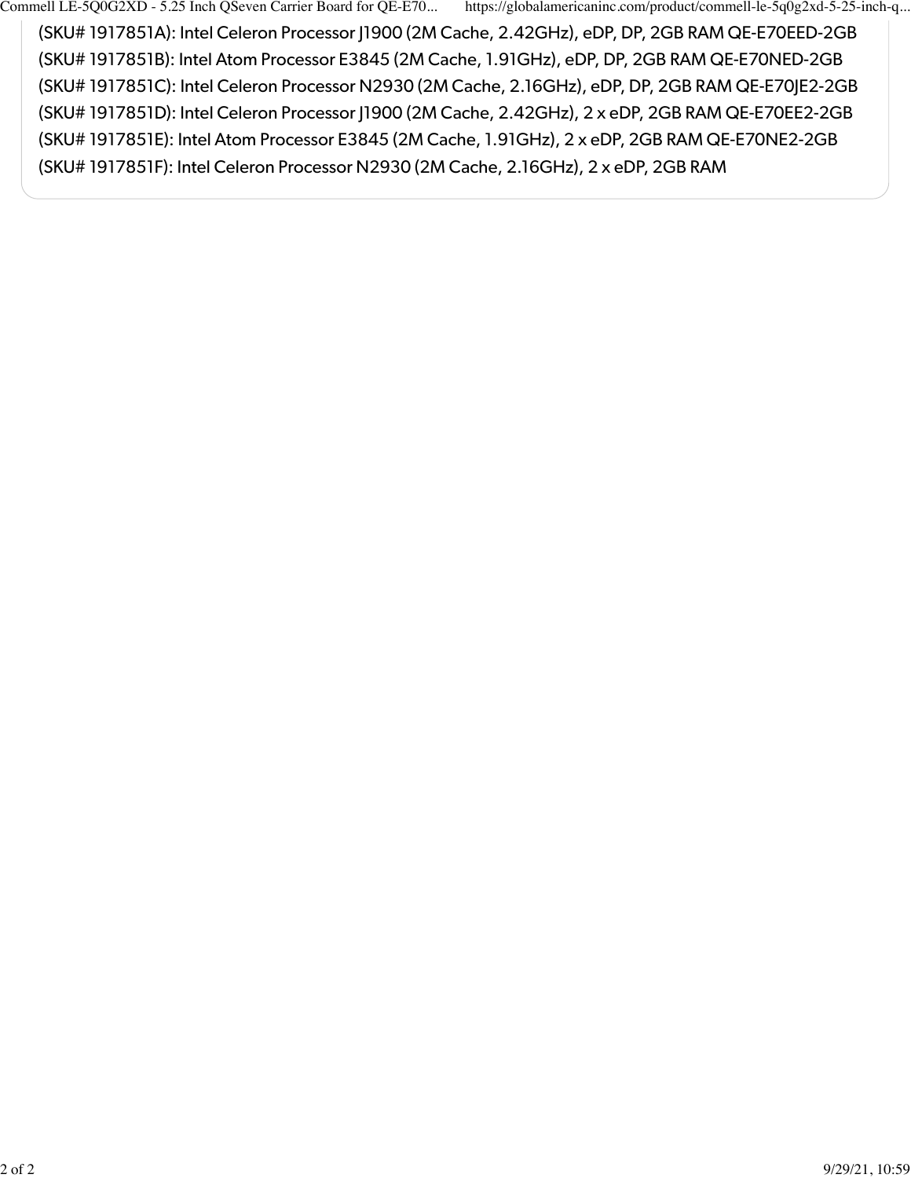(SKU# 1917851A): Intel Celeron Processor J1900 (2M Cache, 2.42GHz), eDP, DP, 2GB RAM QE-E70EED-2GB
(SKU# 1917851B): Intel Atom Processor E3845 (2M Cache, 1.91GHz), eDP, DP, 2GB RAM QE-E70NED-2GB
(SKU# 1917851C): Intel Celeron Processor N2930 (2M Cache, 2.16GHz), eDP, DP, 2GB RAM QE-E70JE2-2GB
(SKU# 1917851D): Intel Celeron Processor J1900 (2M Cache, 2.42GHz), 2 x eDP, 2GB RAM QE-E70EE2-2GB
(SKU# 1917851E): Intel Atom Processor E3845 (2M Cache, 1.91GHz), 2 x eDP, 2GB RAM QE-E70NE2-2GB
(SKU# 1917851F): Intel Celeron Processor N2930 (2M Cache, 2.16GHz), 2 x eDP, 2GB RAM